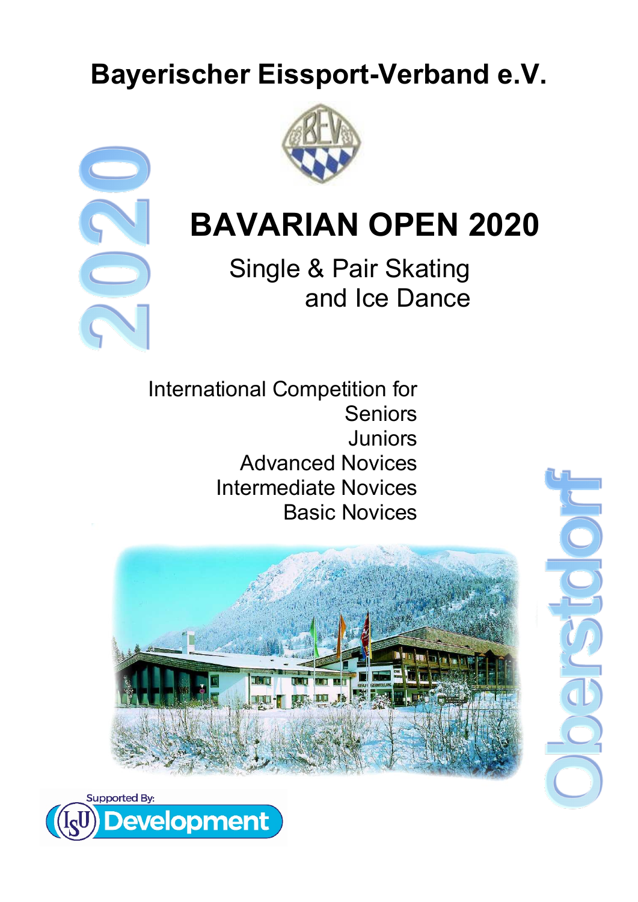# Bayerischer Eissport-Verband e.V.

2020

# BAVARIAN OPEN 2020

## Single & Pair Skating and Ice Dance

International Competition for
Seniors
Juniors
Advanced Novices
Intermediate Novices
Basic Novices

Oberstdorf

Supported By: ISU Development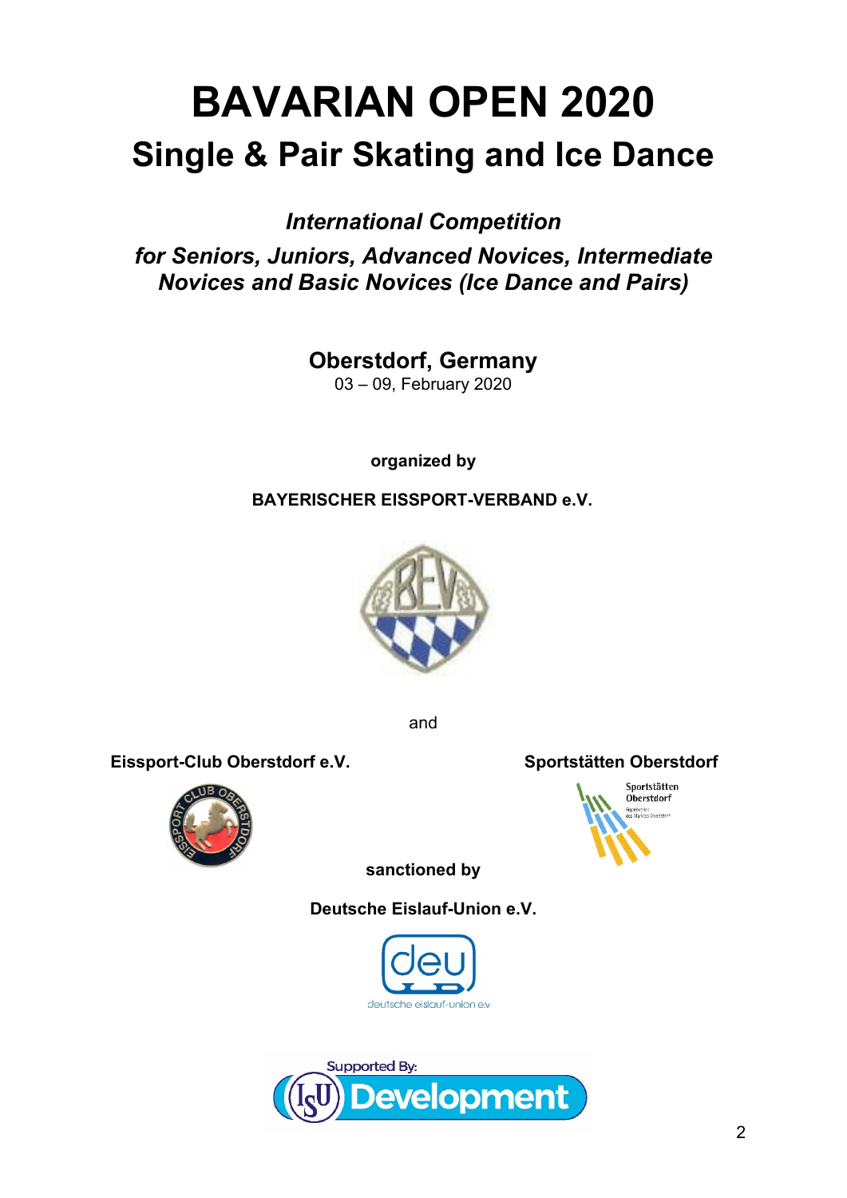# BAVARIAN OPEN 2020

## Single & Pair Skating and Ice Dance

***International Competition***

***for Seniors, Juniors, Advanced Novices, Intermediate Novices and Basic Novices (Ice Dance and Pairs)***

**Oberstdorf, Germany**

03 – 09, February 2020

**organized by**

**BAYERISCHER EISSPORT-VERBAND e.V.**

and

**Eissport-Club Oberstdorf e.V.**

**Sportstätten Oberstdorf**

**sanctioned by**

**Deutsche Eislauf-Union e.V.**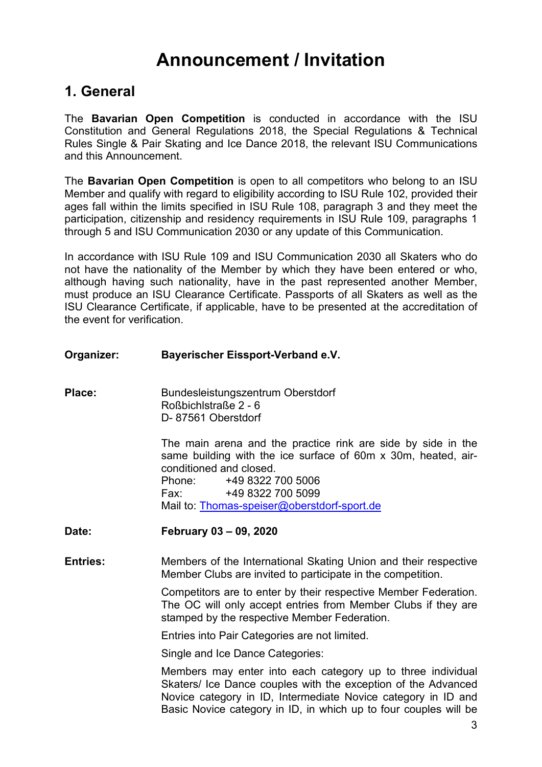# Announcement / Invitation

## 1. General

The **Bavarian Open Competition** is conducted in accordance with the ISU Constitution and General Regulations 2018, the Special Regulations & Technical Rules Single & Pair Skating and Ice Dance 2018, the relevant ISU Communications and this Announcement.

The **Bavarian Open Competition** is open to all competitors who belong to an ISU Member and qualify with regard to eligibility according to ISU Rule 102, provided their ages fall within the limits specified in ISU Rule 108, paragraph 3 and they meet the participation, citizenship and residency requirements in ISU Rule 109, paragraphs 1 through 5 and ISU Communication 2030 or any update of this Communication.

In accordance with ISU Rule 109 and ISU Communication 2030 all Skaters who do not have the nationality of the Member by which they have been entered or who, although having such nationality, have in the past represented another Member, must produce an ISU Clearance Certificate. Passports of all Skaters as well as the ISU Clearance Certificate, if applicable, have to be presented at the accreditation of the event for verification.

**Organizer:** **Bayerischer Eissport-Verband e.V.**

**Place:** Bundesleistungszentrum Oberstdorf
Roßbichlstraße 2 - 6
D- 87561 Oberstdorf

The main arena and the practice rink are side by side in the same building with the ice surface of 60m x 30m, heated, air-conditioned and closed.
Phone: +49 8322 700 5006
Fax: +49 8322 700 5099
Mail to: Thomas-speiser@oberstdorf-sport.de

**Date:** **February 03 – 09, 2020**

**Entries:** Members of the International Skating Union and their respective Member Clubs are invited to participate in the competition.

Competitors are to enter by their respective Member Federation. The OC will only accept entries from Member Clubs if they are stamped by the respective Member Federation.

Entries into Pair Categories are not limited.

Single and Ice Dance Categories:

Members may enter into each category up to three individual Skaters/ Ice Dance couples with the exception of the Advanced Novice category in ID, Intermediate Novice category in ID and Basic Novice category in ID, in which up to four couples will be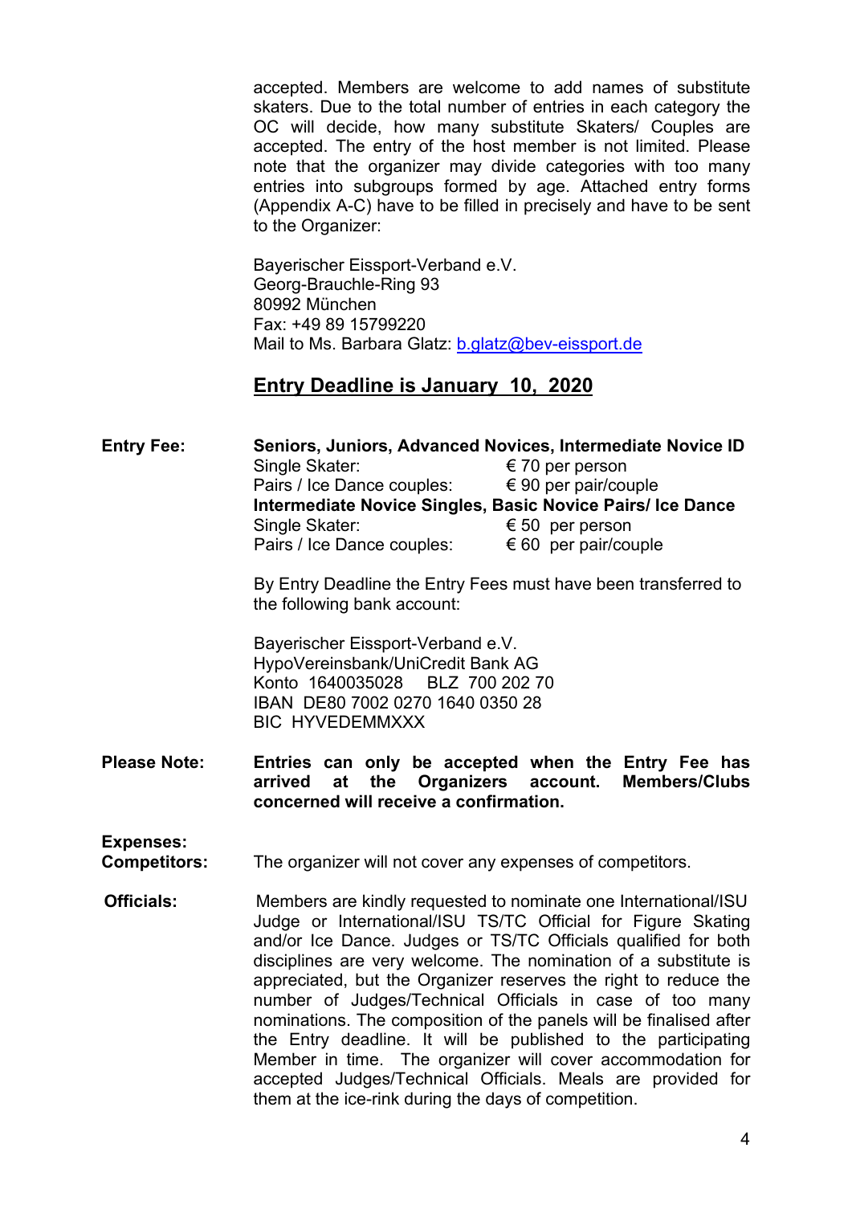accepted. Members are welcome to add names of substitute skaters. Due to the total number of entries in each category the OC will decide, how many substitute Skaters/ Couples are accepted. The entry of the host member is not limited. Please note that the organizer may divide categories with too many entries into subgroups formed by age. Attached entry forms (Appendix A-C) have to be filled in precisely and have to be sent to the Organizer:

Bayerischer Eissport-Verband e.V.
Georg-Brauchle-Ring 93
80992 München
Fax: +49 89 15799220
Mail to Ms. Barbara Glatz: b.glatz@bev-eissport.de

## Entry Deadline is January 10, 2020

**Entry Fee:**

**Seniors, Juniors, Advanced Novices, Intermediate Novice ID**

| | |
|---|---|
| Single Skater: | € 70 per person |
| Pairs / Ice Dance couples: | € 90 per pair/couple |

**Intermediate Novice Singles, Basic Novice Pairs/ Ice Dance**

| | |
|---|---|
| Single Skater: | € 50 per person |
| Pairs / Ice Dance couples: | € 60 per pair/couple |

By Entry Deadline the Entry Fees must have been transferred to the following bank account:

Bayerischer Eissport-Verband e.V.
HypoVereinsbank/UniCredit Bank AG
Konto 1640035028 BLZ 700 202 70
IBAN DE80 7002 0270 1640 0350 28
BIC HYVEDEMMXXX

**Please Note:** **Entries can only be accepted when the Entry Fee has arrived at the Organizers account. Members/Clubs concerned will receive a confirmation.**

**Expenses:**

**Competitors:** The organizer will not cover any expenses of competitors.

**Officials:** Members are kindly requested to nominate one International/ISU Judge or International/ISU TS/TC Official for Figure Skating and/or Ice Dance. Judges or TS/TC Officials qualified for both disciplines are very welcome. The nomination of a substitute is appreciated, but the Organizer reserves the right to reduce the number of Judges/Technical Officials in case of too many nominations. The composition of the panels will be finalised after the Entry deadline. It will be published to the participating Member in time. The organizer will cover accommodation for accepted Judges/Technical Officials. Meals are provided for them at the ice-rink during the days of competition.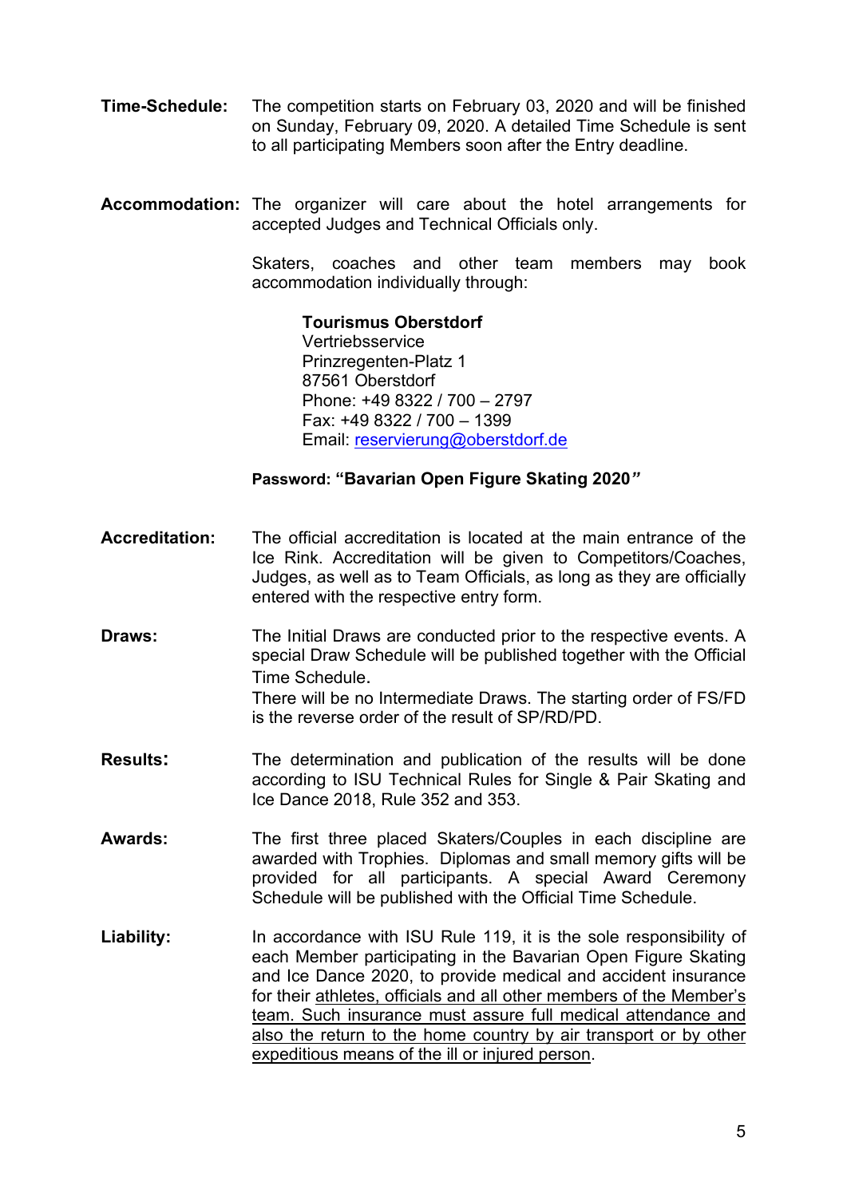**Time-Schedule:** The competition starts on February 03, 2020 and will be finished on Sunday, February 09, 2020. A detailed Time Schedule is sent to all participating Members soon after the Entry deadline.

**Accommodation:** The organizer will care about the hotel arrangements for accepted Judges and Technical Officials only.

Skaters, coaches and other team members may book accommodation individually through:

> **Tourismus Oberstdorf**
> Vertriebsservice
> Prinzregenten-Platz 1
> 87561 Oberstdorf
> Phone: +49 8322 / 700 – 2797
> Fax: +49 8322 / 700 – 1399
> Email: reservierung@oberstdorf.de

**Password: "Bavarian Open Figure Skating 2020"**

**Accreditation:** The official accreditation is located at the main entrance of the Ice Rink. Accreditation will be given to Competitors/Coaches, Judges, as well as to Team Officials, as long as they are officially entered with the respective entry form.

**Draws:** The Initial Draws are conducted prior to the respective events. A special Draw Schedule will be published together with the Official Time Schedule.
There will be no Intermediate Draws. The starting order of FS/FD is the reverse order of the result of SP/RD/PD.

**Results:** The determination and publication of the results will be done according to ISU Technical Rules for Single & Pair Skating and Ice Dance 2018, Rule 352 and 353.

**Awards:** The first three placed Skaters/Couples in each discipline are awarded with Trophies. Diplomas and small memory gifts will be provided for all participants. A special Award Ceremony Schedule will be published with the Official Time Schedule.

**Liability:** In accordance with ISU Rule 119, it is the sole responsibility of each Member participating in the Bavarian Open Figure Skating and Ice Dance 2020, to provide medical and accident insurance for their athletes, officials and all other members of the Member's team. Such insurance must assure full medical attendance and also the return to the home country by air transport or by other expeditious means of the ill or injured person.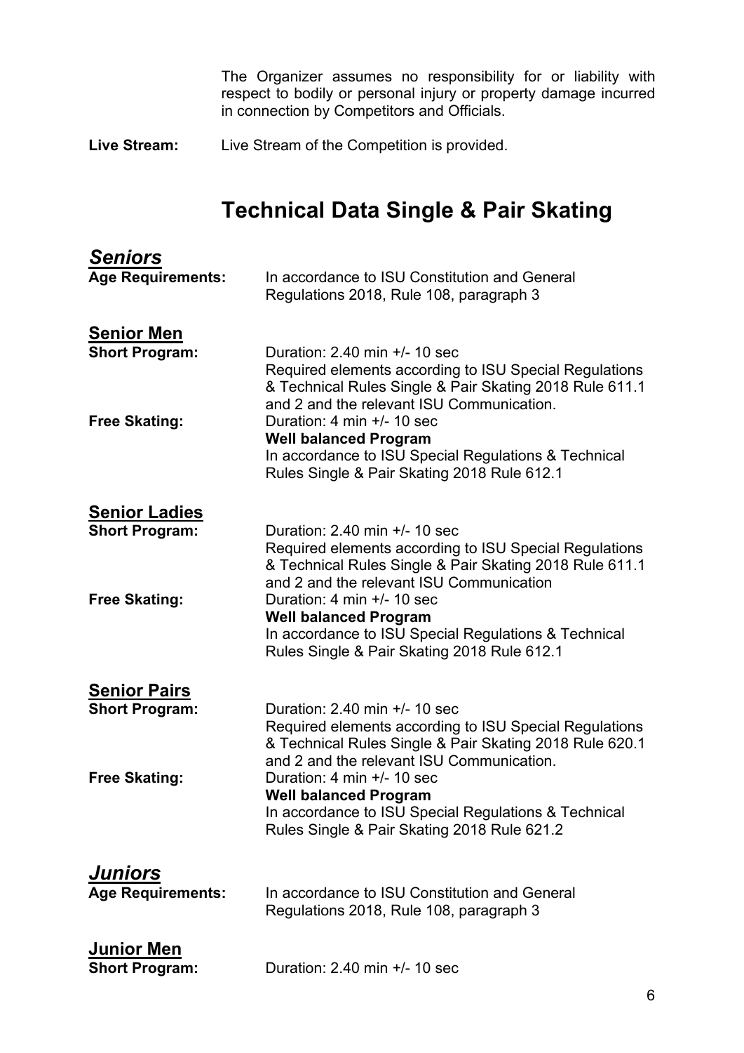The Organizer assumes no responsibility for or liability with respect to bodily or personal injury or property damage incurred in connection by Competitors and Officials.

**Live Stream:** Live Stream of the Competition is provided.

# Technical Data Single & Pair Skating

## ***Seniors***

**Age Requirements:** In accordance to ISU Constitution and General Regulations 2018, Rule 108, paragraph 3

### Senior Men

**Short Program:** Duration: 2.40 min +/- 10 sec
Required elements according to ISU Special Regulations & Technical Rules Single & Pair Skating 2018 Rule 611.1 and 2 and the relevant ISU Communication.

**Free Skating:** Duration: 4 min +/- 10 sec
**Well balanced Program**
In accordance to ISU Special Regulations & Technical Rules Single & Pair Skating 2018 Rule 612.1

### Senior Ladies

**Short Program:** Duration: 2.40 min +/- 10 sec
Required elements according to ISU Special Regulations & Technical Rules Single & Pair Skating 2018 Rule 611.1 and 2 and the relevant ISU Communication

**Free Skating:** Duration: 4 min +/- 10 sec
**Well balanced Program**
In accordance to ISU Special Regulations & Technical Rules Single & Pair Skating 2018 Rule 612.1

### Senior Pairs

**Short Program:** Duration: 2.40 min +/- 10 sec
Required elements according to ISU Special Regulations & Technical Rules Single & Pair Skating 2018 Rule 620.1 and 2 and the relevant ISU Communication.

**Free Skating:** Duration: 4 min +/- 10 sec
**Well balanced Program**
In accordance to ISU Special Regulations & Technical Rules Single & Pair Skating 2018 Rule 621.2

## ***Juniors***

**Age Requirements:** In accordance to ISU Constitution and General Regulations 2018, Rule 108, paragraph 3

### Junior Men

**Short Program:** Duration: 2.40 min +/- 10 sec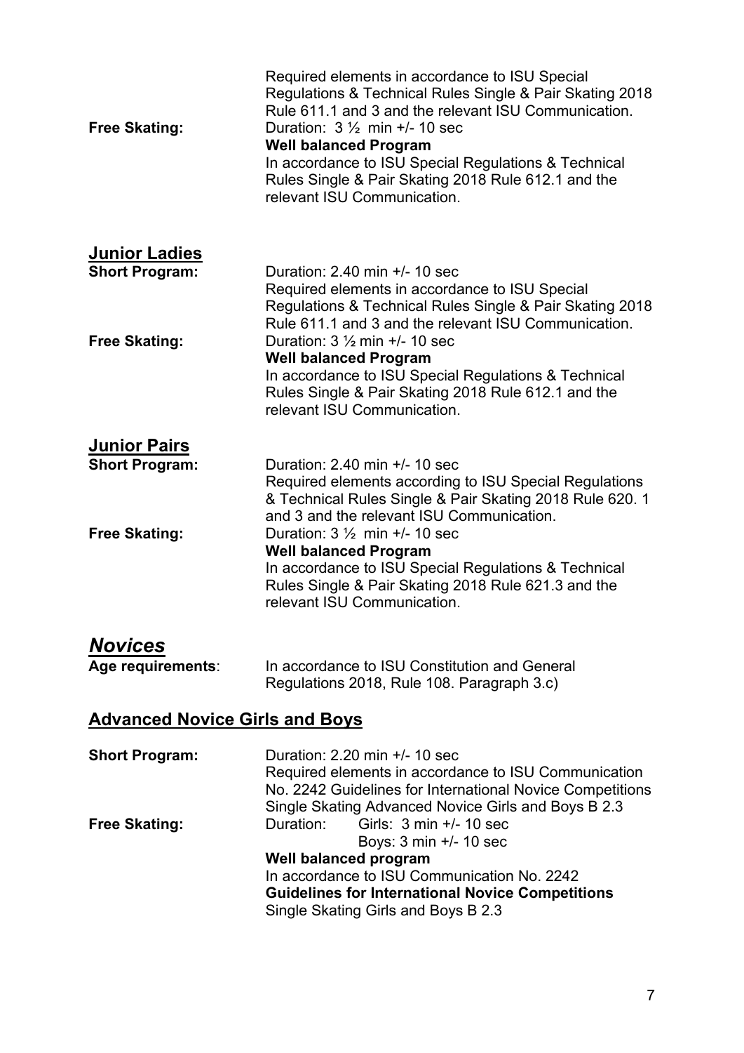| | |
|---|---|
| | Required elements in accordance to ISU Special Regulations & Technical Rules Single & Pair Skating 2018 Rule 611.1 and 3 and the relevant ISU Communication. |
| **Free Skating:** | Duration: 3 ½ min +/- 10 sec<br>**Well balanced Program**<br>In accordance to ISU Special Regulations & Technical Rules Single & Pair Skating 2018 Rule 612.1 and the relevant ISU Communication. |

## Junior Ladies

| | |
|---|---|
| **Short Program:** | Duration: 2.40 min +/- 10 sec<br>Required elements in accordance to ISU Special Regulations & Technical Rules Single & Pair Skating 2018 Rule 611.1 and 3 and the relevant ISU Communication. |
| **Free Skating:** | Duration: 3 ½ min +/- 10 sec<br>**Well balanced Program**<br>In accordance to ISU Special Regulations & Technical Rules Single & Pair Skating 2018 Rule 612.1 and the relevant ISU Communication. |

## Junior Pairs

| | |
|---|---|
| **Short Program:** | Duration: 2.40 min +/- 10 sec<br>Required elements according to ISU Special Regulations & Technical Rules Single & Pair Skating 2018 Rule 620. 1 and 3 and the relevant ISU Communication. |
| **Free Skating:** | Duration: 3 ½ min +/- 10 sec<br>**Well balanced Program**<br>In accordance to ISU Special Regulations & Technical Rules Single & Pair Skating 2018 Rule 621.3 and the relevant ISU Communication. |

# *Novices*

**Age requirements**: In accordance to ISU Constitution and General Regulations 2018, Rule 108. Paragraph 3.c)

## Advanced Novice Girls and Boys

| | |
|---|---|
| **Short Program:** | Duration: 2.20 min +/- 10 sec<br>Required elements in accordance to ISU Communication No. 2242 Guidelines for International Novice Competitions Single Skating Advanced Novice Girls and Boys B 2.3 |
| **Free Skating:** | Duration: Girls: 3 min +/- 10 sec<br>Boys: 3 min +/- 10 sec<br>**Well balanced program**<br>In accordance to ISU Communication No. 2242 **Guidelines for International Novice Competitions** Single Skating Girls and Boys B 2.3 |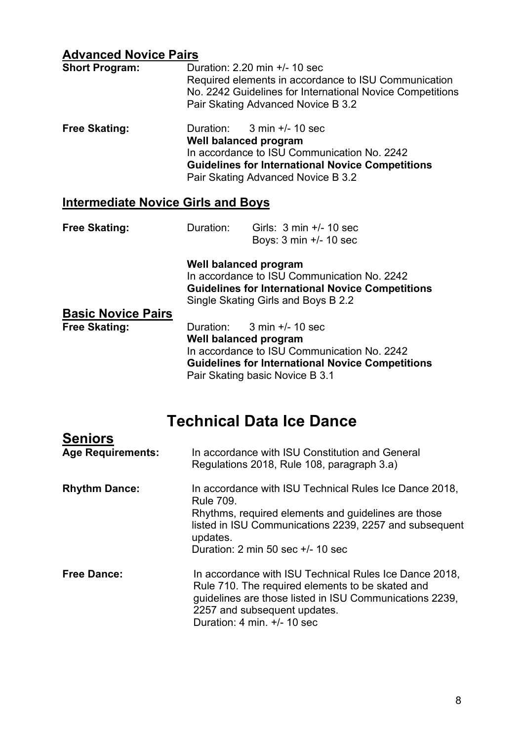## Advanced Novice Pairs

**Short Program:** Duration: 2.20 min +/- 10 sec
Required elements in accordance to ISU Communication No. 2242 Guidelines for International Novice Competitions Pair Skating Advanced Novice B 3.2

**Free Skating:** Duration: 3 min +/- 10 sec
**Well balanced program**
In accordance to ISU Communication No. 2242
**Guidelines for International Novice Competitions**
Pair Skating Advanced Novice B 3.2

## Intermediate Novice Girls and Boys

**Free Skating:** Duration: Girls: 3 min +/- 10 sec
Boys: 3 min +/- 10 sec

**Well balanced program**
In accordance to ISU Communication No. 2242
**Guidelines for International Novice Competitions**
Single Skating Girls and Boys B 2.2

## Basic Novice Pairs

**Free Skating:** Duration: 3 min +/- 10 sec
**Well balanced program**
In accordance to ISU Communication No. 2242
**Guidelines for International Novice Competitions**
Pair Skating basic Novice B 3.1

# Technical Data Ice Dance

## Seniors

**Age Requirements:** In accordance with ISU Constitution and General Regulations 2018, Rule 108, paragraph 3.a)

**Rhythm Dance:** In accordance with ISU Technical Rules Ice Dance 2018, Rule 709.
Rhythms, required elements and guidelines are those listed in ISU Communications 2239, 2257 and subsequent updates.
Duration: 2 min 50 sec +/- 10 sec

**Free Dance:** In accordance with ISU Technical Rules Ice Dance 2018, Rule 710. The required elements to be skated and guidelines are those listed in ISU Communications 2239, 2257 and subsequent updates.
Duration: 4 min. +/- 10 sec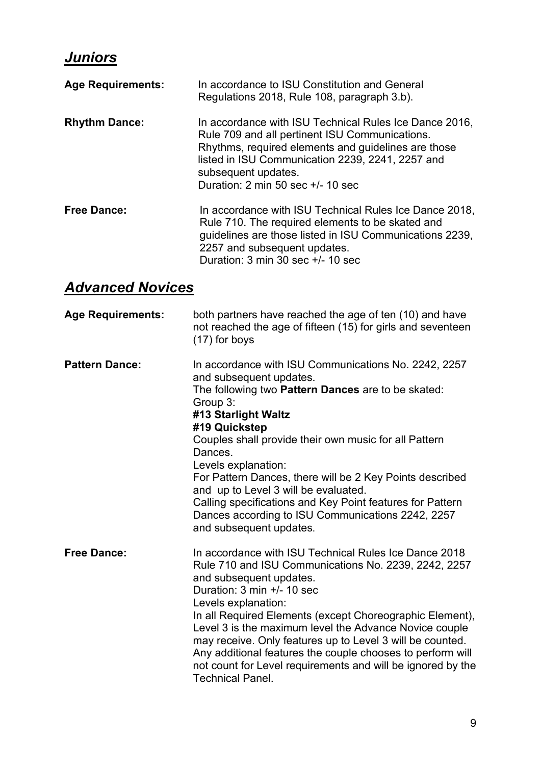## ***Juniors***

**Age Requirements:** In accordance to ISU Constitution and General Regulations 2018, Rule 108, paragraph 3.b).

**Rhythm Dance:** In accordance with ISU Technical Rules Ice Dance 2016, Rule 709 and all pertinent ISU Communications. Rhythms, required elements and guidelines are those listed in ISU Communication 2239, 2241, 2257 and subsequent updates.
Duration: 2 min 50 sec +/- 10 sec

**Free Dance:** In accordance with ISU Technical Rules Ice Dance 2018, Rule 710. The required elements to be skated and guidelines are those listed in ISU Communications 2239, 2257 and subsequent updates.
Duration: 3 min 30 sec +/- 10 sec

## ***Advanced Novices***

**Age Requirements:** both partners have reached the age of ten (10) and have not reached the age of fifteen (15) for girls and seventeen (17) for boys

**Pattern Dance:** In accordance with ISU Communications No. 2242, 2257 and subsequent updates.
The following two **Pattern Dances** are to be skated:
Group 3:
**#13 Starlight Waltz**
**#19 Quickstep**
Couples shall provide their own music for all Pattern Dances.
Levels explanation:
For Pattern Dances, there will be 2 Key Points described and up to Level 3 will be evaluated.
Calling specifications and Key Point features for Pattern Dances according to ISU Communications 2242, 2257 and subsequent updates.

**Free Dance:** In accordance with ISU Technical Rules Ice Dance 2018 Rule 710 and ISU Communications No. 2239, 2242, 2257 and subsequent updates.
Duration: 3 min +/- 10 sec
Levels explanation:
In all Required Elements (except Choreographic Element), Level 3 is the maximum level the Advance Novice couple may receive. Only features up to Level 3 will be counted. Any additional features the couple chooses to perform will not count for Level requirements and will be ignored by the Technical Panel.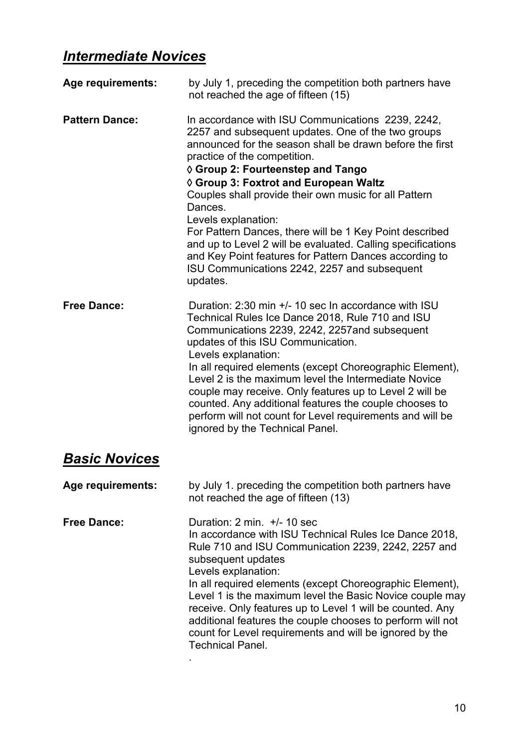## *Intermediate Novices*

**Age requirements:** by July 1, preceding the competition both partners have not reached the age of fifteen (15)

**Pattern Dance:** In accordance with ISU Communications 2239, 2242, 2257 and subsequent updates. One of the two groups announced for the season shall be drawn before the first practice of the competition.

◊ **Group 2: Fourteenstep and Tango**

◊ **Group 3: Foxtrot and European Waltz**

Couples shall provide their own music for all Pattern Dances.

Levels explanation:

For Pattern Dances, there will be 1 Key Point described and up to Level 2 will be evaluated. Calling specifications and Key Point features for Pattern Dances according to ISU Communications 2242, 2257 and subsequent updates.

**Free Dance:** Duration: 2:30 min +/- 10 sec In accordance with ISU Technical Rules Ice Dance 2018, Rule 710 and ISU Communications 2239, 2242, 2257and subsequent updates of this ISU Communication.

Levels explanation:

In all required elements (except Choreographic Element), Level 2 is the maximum level the Intermediate Novice couple may receive. Only features up to Level 2 will be counted. Any additional features the couple chooses to perform will not count for Level requirements and will be ignored by the Technical Panel.

## *Basic Novices*

**Age requirements:** by July 1. preceding the competition both partners have not reached the age of fifteen (13)

**Free Dance:** Duration: 2 min. +/- 10 sec

In accordance with ISU Technical Rules Ice Dance 2018, Rule 710 and ISU Communication 2239, 2242, 2257 and subsequent updates

Levels explanation:

In all required elements (except Choreographic Element), Level 1 is the maximum level the Basic Novice couple may receive. Only features up to Level 1 will be counted. Any additional features the couple chooses to perform will not count for Level requirements and will be ignored by the Technical Panel.

.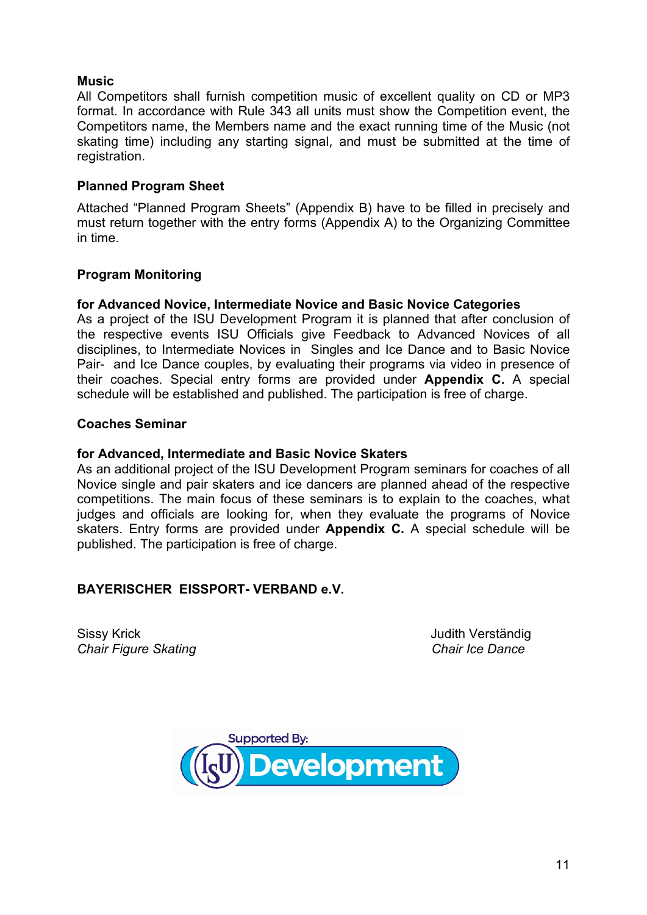**Music**

All Competitors shall furnish competition music of excellent quality on CD or MP3 format. In accordance with Rule 343 all units must show the Competition event, the Competitors name, the Members name and the exact running time of the Music (not skating time) including any starting signal, and must be submitted at the time of registration.

**Planned Program Sheet**

Attached "Planned Program Sheets" (Appendix B) have to be filled in precisely and must return together with the entry forms (Appendix A) to the Organizing Committee in time.

**Program Monitoring**

**for Advanced Novice, Intermediate Novice and Basic Novice Categories**

As a project of the ISU Development Program it is planned that after conclusion of the respective events ISU Officials give Feedback to Advanced Novices of all disciplines, to Intermediate Novices in Singles and Ice Dance and to Basic Novice Pair- and Ice Dance couples, by evaluating their programs via video in presence of their coaches. Special entry forms are provided under **Appendix C.** A special schedule will be established and published. The participation is free of charge.

**Coaches Seminar**

**for Advanced, Intermediate and Basic Novice Skaters**

As an additional project of the ISU Development Program seminars for coaches of all Novice single and pair skaters and ice dancers are planned ahead of the respective competitions. The main focus of these seminars is to explain to the coaches, what judges and officials are looking for, when they evaluate the programs of Novice skaters. Entry forms are provided under **Appendix C.** A special schedule will be published. The participation is free of charge.

**BAYERISCHER EISSPORT- VERBAND e.V.**

Sissy Krick
*Chair Figure Skating*

Judith Verständig
*Chair Ice Dance*

Supported By: ISU Development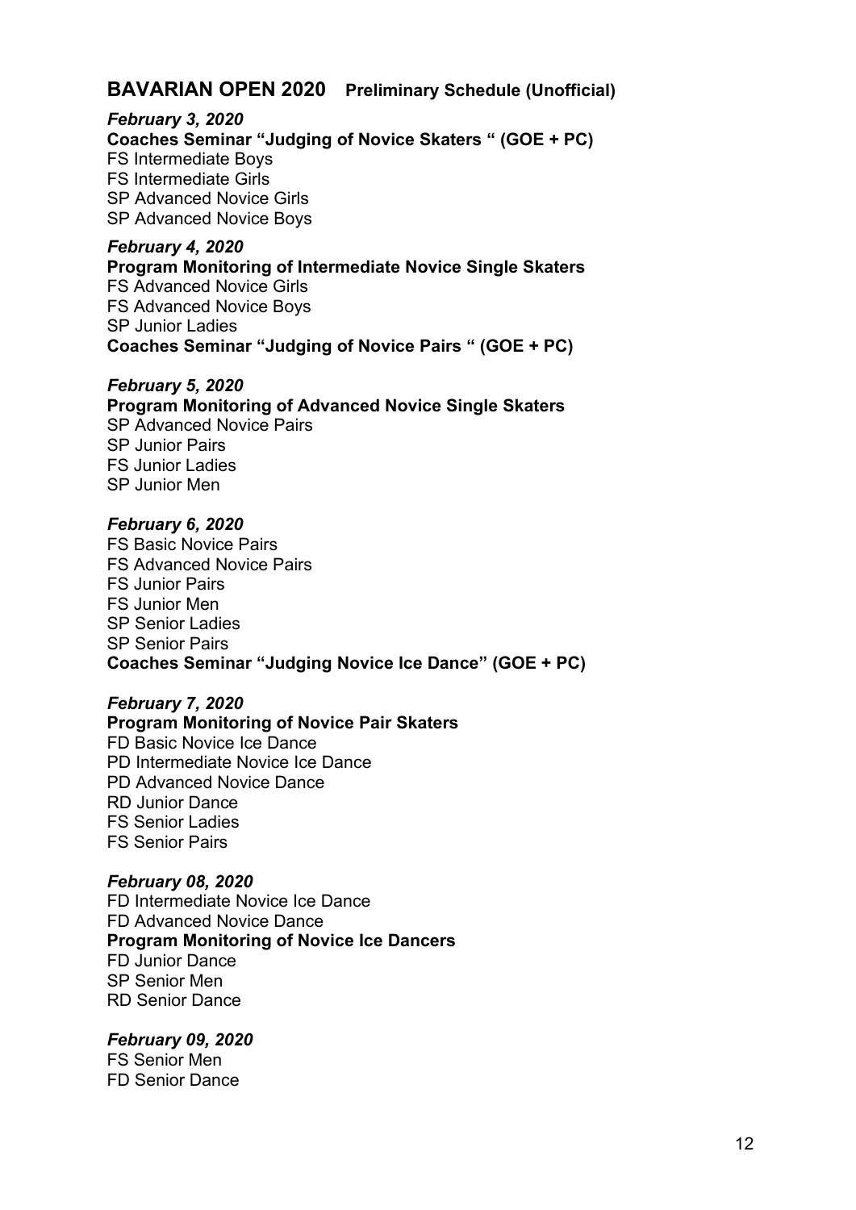## BAVARIAN OPEN 2020 Preliminary Schedule (Unofficial)

### *February 3, 2020*

**Coaches Seminar "Judging of Novice Skaters " (GOE + PC)**
FS Intermediate Boys
FS Intermediate Girls
SP Advanced Novice Girls
SP Advanced Novice Boys

### *February 4, 2020*

**Program Monitoring of Intermediate Novice Single Skaters**
FS Advanced Novice Girls
FS Advanced Novice Boys
SP Junior Ladies
**Coaches Seminar "Judging of Novice Pairs " (GOE + PC)**

### *February 5, 2020*

**Program Monitoring of Advanced Novice Single Skaters**
SP Advanced Novice Pairs
SP Junior Pairs
FS Junior Ladies
SP Junior Men

### *February 6, 2020*

FS Basic Novice Pairs
FS Advanced Novice Pairs
FS Junior Pairs
FS Junior Men
SP Senior Ladies
SP Senior Pairs
**Coaches Seminar "Judging Novice Ice Dance" (GOE + PC)**

### *February 7, 2020*

**Program Monitoring of Novice Pair Skaters**
FD Basic Novice Ice Dance
PD Intermediate Novice Ice Dance
PD Advanced Novice Dance
RD Junior Dance
FS Senior Ladies
FS Senior Pairs

### *February 08, 2020*

FD Intermediate Novice Ice Dance
FD Advanced Novice Dance
**Program Monitoring of Novice Ice Dancers**
FD Junior Dance
SP Senior Men
RD Senior Dance

### *February 09, 2020*

FS Senior Men
FD Senior Dance